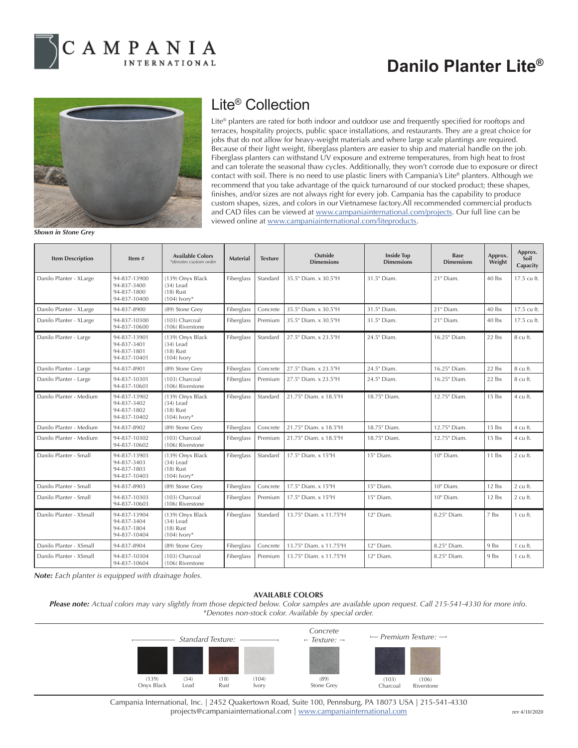# Danilo Planter Lite®

*Shown in Stone Grey*

## Lite® Collection

Lite® planters are rated for both indoor and outdoor use and frequently specified for rooftops and terraces, hospitality projects, public space installations, and restaurants. They are a great choice for jobs that do not allow for heavy-weight materials and where large scale plantings are required. Because of their light weight, fiberglass planters are easier to ship and material handle on the job. Fiberglass planters can withstand UV exposure and extreme temperatures, from high heat to frost and can tolerate the seasonal thaw cycles. Additionally, they won't corrode due to exposure or direct contact with soil. There is no need to use plastic liners with Campania's Lite® planters. Although we recommend that you take advantage of the quick turnaround of our stocked product; these shapes, finishes, and/or sizes are not always right for every job. Campania has the capability to produce custom shapes, sizes, and colors in our Vietnamese factory.All recommended commercial products and CAD files can be viewed at www.campaniainternational.com/projects. Our full line can be viewed online at www.campaniainternational.com/liteproducts.

| Item Description | Item # | Available Colors *denotes custom order | Material | Texture | Outside Dimensions | Inside Top Dimensions | Base Dimensions | Approx. Weight | Approx. Soil Capacity |
|---|---|---|---|---|---|---|---|---|---|
| Danilo Planter - XLarge | 94-837-13900<br>94-837-3400<br>94-837-1800<br>94-837-10400 | (139) Onyx Black<br>(34) Lead<br>(18) Rust<br>(104) Ivory* | Fiberglass | Standard | 35.5" Diam. x 30.5"H | 31.5" Diam. | 21" Diam. | 40 lbs | 17.5 cu ft. |
| Danilo Planter - XLarge | 94-837-8900 | (89) Stone Grey | Fiberglass | Concrete | 35.5" Diam. x 30.5"H | 31.5" Diam. | 21" Diam. | 40 lbs | 17.5 cu ft. |
| Danilo Planter - XLarge | 94-837-10300<br>94-837-10600 | (103) Charcoal<br>(106) Riverstone | Fiberglass | Premium | 35.5" Diam. x 30.5"H | 31.5" Diam. | 21" Diam. | 40 lbs | 17.5 cu ft. |
| Danilo Planter - Large | 94-837-13901<br>94-837-3401<br>94-837-1801<br>94-837-10401 | (139) Onyx Black<br>(34) Lead<br>(18) Rust<br>(104) Ivory | Fiberglass | Standard | 27.5" Diam. x 23.5"H | 24.5" Diam. | 16.25" Diam. | 22 lbs | 8 cu ft. |
| Danilo Planter - Large | 94-837-8901 | (89) Stone Grey | Fiberglass | Concrete | 27.5" Diam. x 23.5"H | 24.5" Diam. | 16.25" Diam. | 22 lbs | 8 cu ft. |
| Danilo Planter - Large | 94-837-10301<br>94-837-10601 | (103) Charcoal<br>(106) Riverstone | Fiberglass | Premium | 27.5" Diam. x 23.5"H | 24.5" Diam. | 16.25" Diam. | 22 lbs | 8 cu ft. |
| Danilo Planter - Medium | 94-837-13902<br>94-837-3402<br>94-837-1802<br>94-837-10402 | (139) Onyx Black<br>(34) Lead<br>(18) Rust<br>(104) Ivory* | Fiberglass | Standard | 21.75" Diam. x 18.5"H | 18.75" Diam. | 12.75" Diam. | 15 lbs | 4 cu ft. |
| Danilo Planter - Medium | 94-837-8902 | (89) Stone Grey | Fiberglass | Concrete | 21.75" Diam. x 18.5"H | 18.75" Diam. | 12.75" Diam. | 15 lbs | 4 cu ft. |
| Danilo Planter - Medium | 94-837-10302<br>94-837-10602 | (103) Charcoal<br>(106) Riverstone | Fiberglass | Premium | 21.75" Diam. x 18.5"H | 18.75" Diam. | 12.75" Diam. | 15 lbs | 4 cu ft. |
| Danilo Planter - Small | 94-837-13903<br>94-837-3403<br>94-837-1803<br>94-837-10403 | (139) Onyx Black<br>(34) Lead<br>(18) Rust<br>(104) Ivory* | Fiberglass | Standard | 17.5" Diam. x 15"H | 15" Diam. | 10" Diam. | 11 lbs | 2 cu ft. |
| Danilo Planter - Small | 94-837-8903 | (89) Stone Grey | Fiberglass | Concrete | 17.5" Diam. x 15"H | 15" Diam. | 10" Diam. | 12 lbs | 2 cu ft. |
| Danilo Planter - Small | 94-837-10303<br>94-837-10603 | (103) Charcoal<br>(106) Riverstone | Fiberglass | Premium | 17.5" Diam. x 15"H | 15" Diam. | 10" Diam. | 12 lbs | 2 cu ft. |
| Danilo Planter - XSmall | 94-837-13904<br>94-837-3404<br>94-837-1804<br>94-837-10404 | (139) Onyx Black<br>(34) Lead<br>(18) Rust<br>(104) Ivory* | Fiberglass | Standard | 13.75" Diam. x 11.75"H | 12" Diam. | 8.25" Diam. | 7 lbs | 1 cu ft. |
| Danilo Planter - XSmall | 94-837-8904 | (89) Stone Grey | Fiberglass | Concrete | 13.75" Diam. x 11.75"H | 12" Diam. | 8.25" Diam. | 9 lbs | 1 cu ft. |
| Danilo Planter - XSmall | 94-837-10304<br>94-837-10604 | (103) Charcoal<br>(106) Riverstone | Fiberglass | Premium | 13.75" Diam. x 11.75"H | 12" Diam. | 8.25" Diam. | 9 lbs | 1 cu ft. |

***Note:** Each planter is equipped with drainage holes.*

**AVAILABLE COLORS**

***Please note:** Actual colors may vary slightly from those depicted below. Color samples are available upon request. Call 215-541-4330 for more info.*
*\*Denotes non-stock color. Available by special order.*

*Standard Texture:*
(139) Onyx Black
(34) Lead
(18) Rust
(104) Ivory

*Concrete Texture:*
(89) Stone Grey

*Premium Texture:*
(103) Charcoal
(106) Riverstone

Campania International, Inc. | 2452 Quakertown Road, Suite 100, Pennsburg, PA 18073 USA | 215-541-4330
projects@campaniainternational.com | www.campaniainternational.com

rev 4/10/2020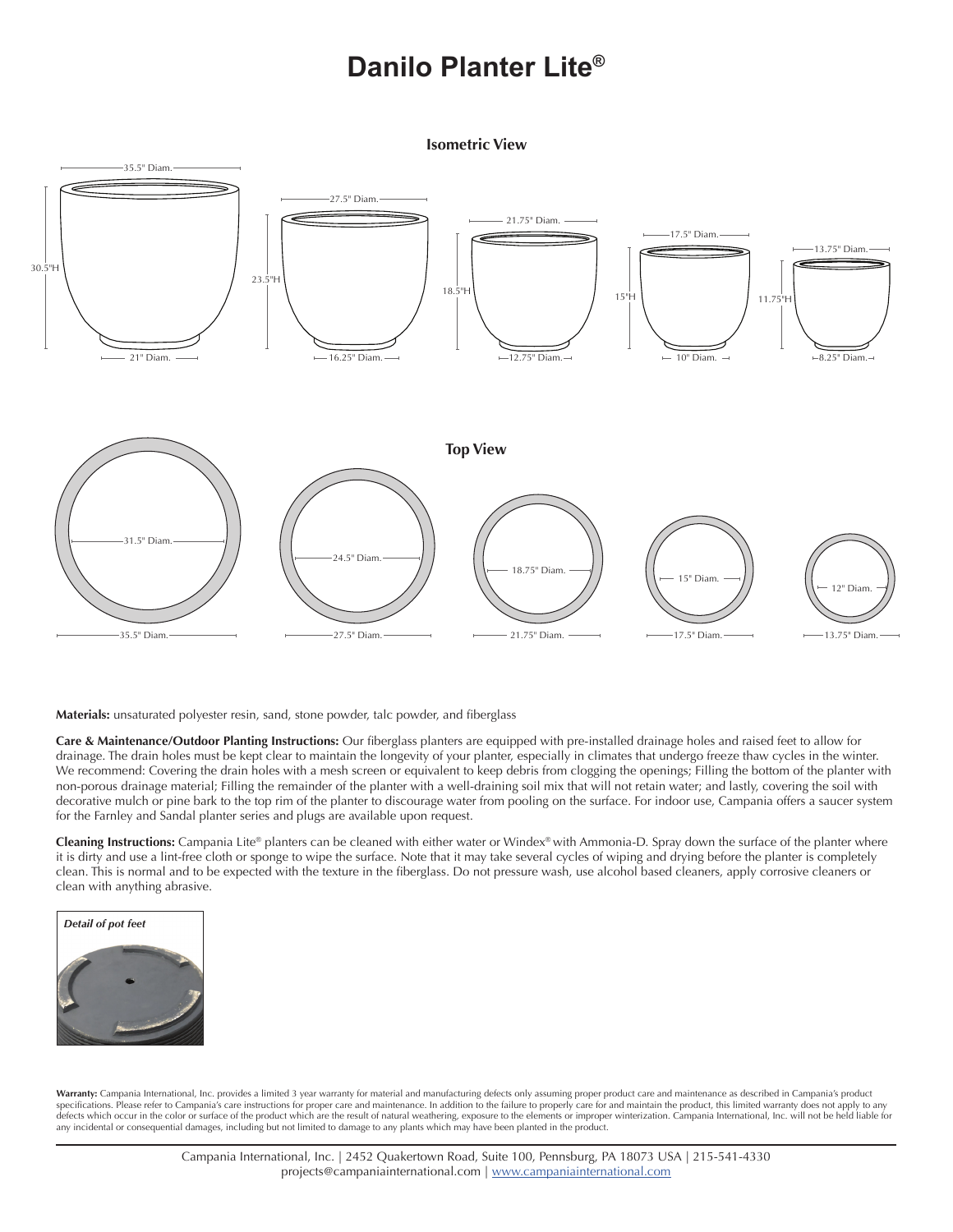# Danilo Planter Lite®

**Isometric View**

35.5" Diam.
30.5"H
21" Diam.

27.5" Diam.
23.5"H
16.25" Diam.

21.75" Diam.
18.5"H
12.75" Diam.

17.5" Diam.
15"H
10" Diam.

13.75" Diam.
11.75"H
8.25" Diam.

**Top View**

31.5" Diam.
35.5" Diam.

24.5" Diam.
27.5" Diam.

18.75" Diam.
21.75" Diam.

15" Diam.
17.5" Diam.

12" Diam.
13.75" Diam.

**Materials:** unsaturated polyester resin, sand, stone powder, talc powder, and fiberglass

**Care & Maintenance/Outdoor Planting Instructions:** Our fiberglass planters are equipped with pre-installed drainage holes and raised feet to allow for drainage. The drain holes must be kept clear to maintain the longevity of your planter, especially in climates that undergo freeze thaw cycles in the winter. We recommend: Covering the drain holes with a mesh screen or equivalent to keep debris from clogging the openings; Filling the bottom of the planter with non-porous drainage material; Filling the remainder of the planter with a well-draining soil mix that will not retain water; and lastly, covering the soil with decorative mulch or pine bark to the top rim of the planter to discourage water from pooling on the surface. For indoor use, Campania offers a saucer system for the Farnley and Sandal planter series and plugs are available upon request.

**Cleaning Instructions:** Campania Lite® planters can be cleaned with either water or Windex® with Ammonia-D. Spray down the surface of the planter where it is dirty and use a lint-free cloth or sponge to wipe the surface. Note that it may take several cycles of wiping and drying before the planter is completely clean. This is normal and to be expected with the texture in the fiberglass. Do not pressure wash, use alcohol based cleaners, apply corrosive cleaners or clean with anything abrasive.

*Detail of pot feet*

**Warranty:** Campania International, Inc. provides a limited 3 year warranty for material and manufacturing defects only assuming proper product care and maintenance as described in Campania's product specifications. Please refer to Campania's care instructions for proper care and maintenance. In addition to the failure to properly care for and maintain the product, this limited warranty does not apply to any defects which occur in the color or surface of the product which are the result of natural weathering, exposure to the elements or improper winterization. Campania International, Inc. will not be held liable for any incidental or consequential damages, including but not limited to damage to any plants which may have been planted in the product.

Campania International, Inc. | 2452 Quakertown Road, Suite 100, Pennsburg, PA 18073 USA | 215-541-4330
projects@campaniainternational.com | www.campaniainternational.com